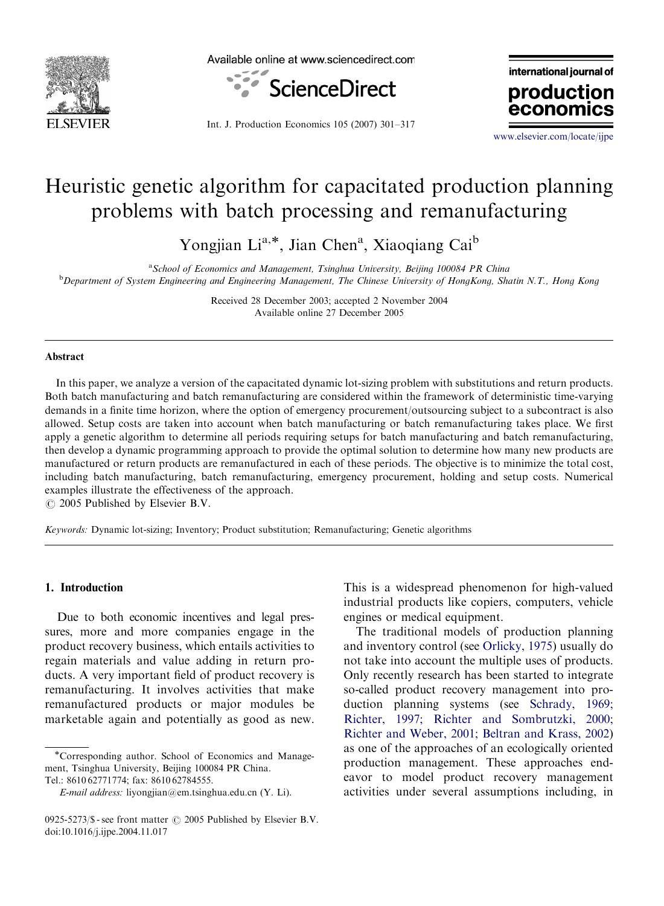# Heuristic genetic algorithm for capacitated production planning problems with batch processing and remanufacturing

Yongjian Li[a,*], Jian Chen[a], Xiaoqiang Cai[b]

[a]School of Economics and Management, Tsinghua University, Beijing 100084 PR China
[b]Department of System Engineering and Engineering Management, The Chinese University of HongKong, Shatin N.T., Hong Kong

Received 28 December 2003; accepted 2 November 2004
Available online 27 December 2005

## Abstract

In this paper, we analyze a version of the capacitated dynamic lot-sizing problem with substitutions and return products. Both batch manufacturing and batch remanufacturing are considered within the framework of deterministic time-varying demands in a finite time horizon, where the option of emergency procurement/outsourcing subject to a subcontract is also allowed. Setup costs are taken into account when batch manufacturing or batch remanufacturing takes place. We first apply a genetic algorithm to determine all periods requiring setups for batch manufacturing and batch remanufacturing, then develop a dynamic programming approach to provide the optimal solution to determine how many new products are manufactured or return products are remanufactured in each of these periods. The objective is to minimize the total cost, including batch manufacturing, batch remanufacturing, emergency procurement, holding and setup costs. Numerical examples illustrate the effectiveness of the approach.
© 2005 Published by Elsevier B.V.

*Keywords:* Dynamic lot-sizing; Inventory; Product substitution; Remanufacturing; Genetic algorithms

## 1. Introduction

Due to both economic incentives and legal pressures, more and more companies engage in the product recovery business, which entails activities to regain materials and value adding in return products. A very important field of product recovery is remanufacturing. It involves activities that make remanufactured products or major modules be marketable again and potentially as good as new. This is a widespread phenomenon for high-valued industrial products like copiers, computers, vehicle engines or medical equipment.

The traditional models of production planning and inventory control (see Orlicky, 1975) usually do not take into account the multiple uses of products. Only recently research has been started to integrate so-called product recovery management into production planning systems (see Schrady, 1969; Richter, 1997; Richter and Sombrutzki, 2000; Richter and Weber, 2001; Beltran and Krass, 2002) as one of the approaches of an ecologically oriented production management. These approaches endeavor to model product recovery management activities under several assumptions including, in

---

*Corresponding author. School of Economics and Management, Tsinghua University, Beijing 100084 PR China. Tel.: 8610 62771774; fax: 8610 62784555.

*E-mail address:* liyongjian@em.tsinghua.edu.cn (Y. Li).

0925-5273/$ - see front matter © 2005 Published by Elsevier B.V.
doi:10.1016/j.ijpe.2004.11.017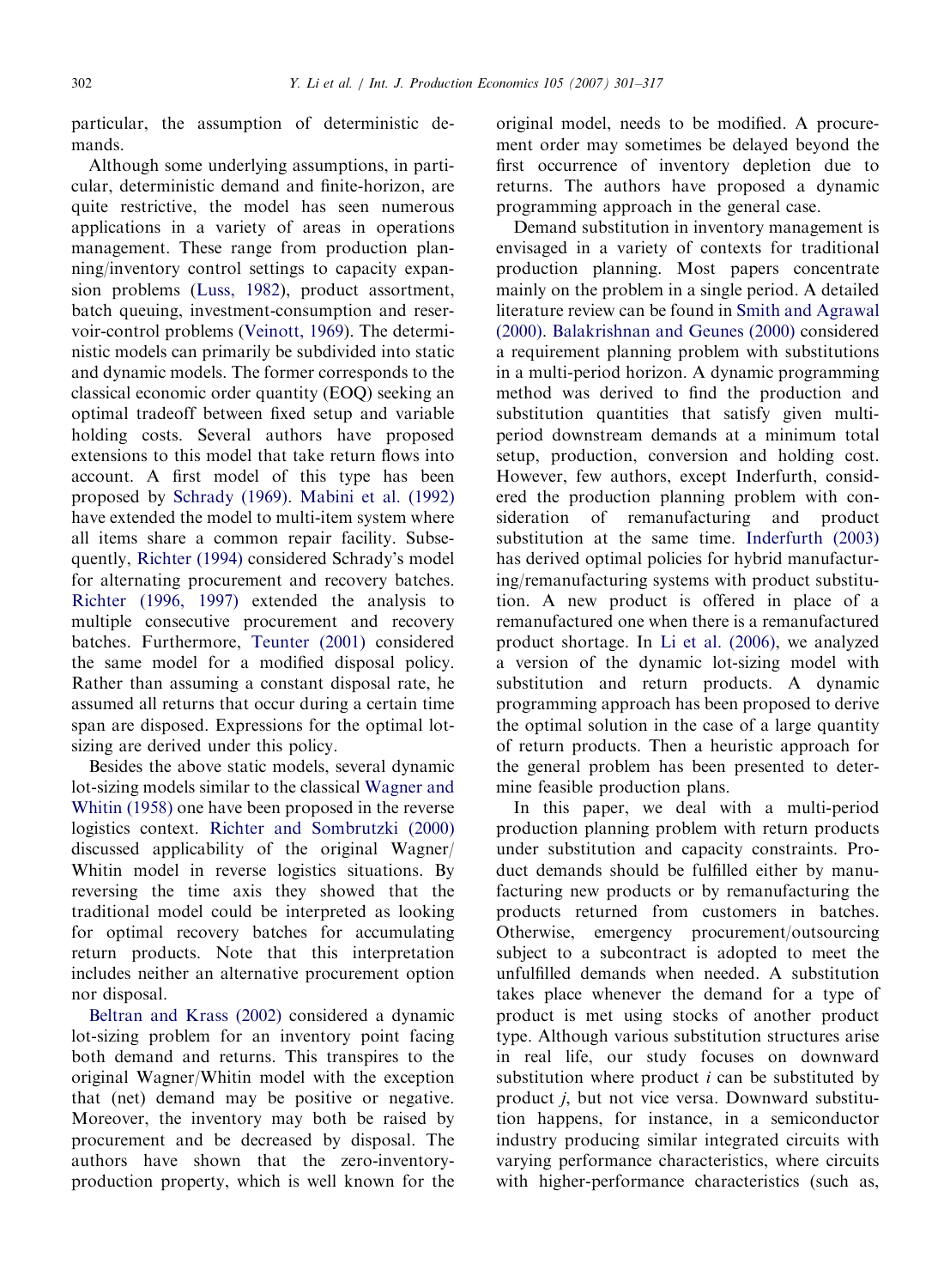particular, the assumption of deterministic demands.

Although some underlying assumptions, in particular, deterministic demand and finite-horizon, are quite restrictive, the model has seen numerous applications in a variety of areas in operations management. These range from production planning/inventory control settings to capacity expansion problems (Luss, 1982), product assortment, batch queuing, investment-consumption and reservoir-control problems (Veinott, 1969). The deterministic models can primarily be subdivided into static and dynamic models. The former corresponds to the classical economic order quantity (EOQ) seeking an optimal tradeoff between fixed setup and variable holding costs. Several authors have proposed extensions to this model that take return flows into account. A first model of this type has been proposed by Schrady (1969). Mabini et al. (1992) have extended the model to multi-item system where all items share a common repair facility. Subsequently, Richter (1994) considered Schrady's model for alternating procurement and recovery batches. Richter (1996, 1997) extended the analysis to multiple consecutive procurement and recovery batches. Furthermore, Teunter (2001) considered the same model for a modified disposal policy. Rather than assuming a constant disposal rate, he assumed all returns that occur during a certain time span are disposed. Expressions for the optimal lot-sizing are derived under this policy.

Besides the above static models, several dynamic lot-sizing models similar to the classical Wagner and Whitin (1958) one have been proposed in the reverse logistics context. Richter and Sombrutzki (2000) discussed applicability of the original Wagner/Whitin model in reverse logistics situations. By reversing the time axis they showed that the traditional model could be interpreted as looking for optimal recovery batches for accumulating return products. Note that this interpretation includes neither an alternative procurement option nor disposal.

Beltran and Krass (2002) considered a dynamic lot-sizing problem for an inventory point facing both demand and returns. This transpires to the original Wagner/Whitin model with the exception that (net) demand may be positive or negative. Moreover, the inventory may both be raised by procurement and be decreased by disposal. The authors have shown that the zero-inventory-production property, which is well known for the original model, needs to be modified. A procurement order may sometimes be delayed beyond the first occurrence of inventory depletion due to returns. The authors have proposed a dynamic programming approach in the general case.

Demand substitution in inventory management is envisaged in a variety of contexts for traditional production planning. Most papers concentrate mainly on the problem in a single period. A detailed literature review can be found in Smith and Agrawal (2000). Balakrishnan and Geunes (2000) considered a requirement planning problem with substitutions in a multi-period horizon. A dynamic programming method was derived to find the production and substitution quantities that satisfy given multi-period downstream demands at a minimum total setup, production, conversion and holding cost. However, few authors, except Inderfurth, considered the production planning problem with consideration of remanufacturing and product substitution at the same time. Inderfurth (2003) has derived optimal policies for hybrid manufacturing/remanufacturing systems with product substitution. A new product is offered in place of a remanufactured one when there is a remanufactured product shortage. In Li et al. (2006), we analyzed a version of the dynamic lot-sizing model with substitution and return products. A dynamic programming approach has been proposed to derive the optimal solution in the case of a large quantity of return products. Then a heuristic approach for the general problem has been presented to determine feasible production plans.

In this paper, we deal with a multi-period production planning problem with return products under substitution and capacity constraints. Product demands should be fulfilled either by manufacturing new products or by remanufacturing the products returned from customers in batches. Otherwise, emergency procurement/outsourcing subject to a subcontract is adopted to meet the unfulfilled demands when needed. A substitution takes place whenever the demand for a type of product is met using stocks of another product type. Although various substitution structures arise in real life, our study focuses on downward substitution where product $i$ can be substituted by product $j$, but not vice versa. Downward substitution happens, for instance, in a semiconductor industry producing similar integrated circuits with varying performance characteristics, where circuits with higher-performance characteristics (such as,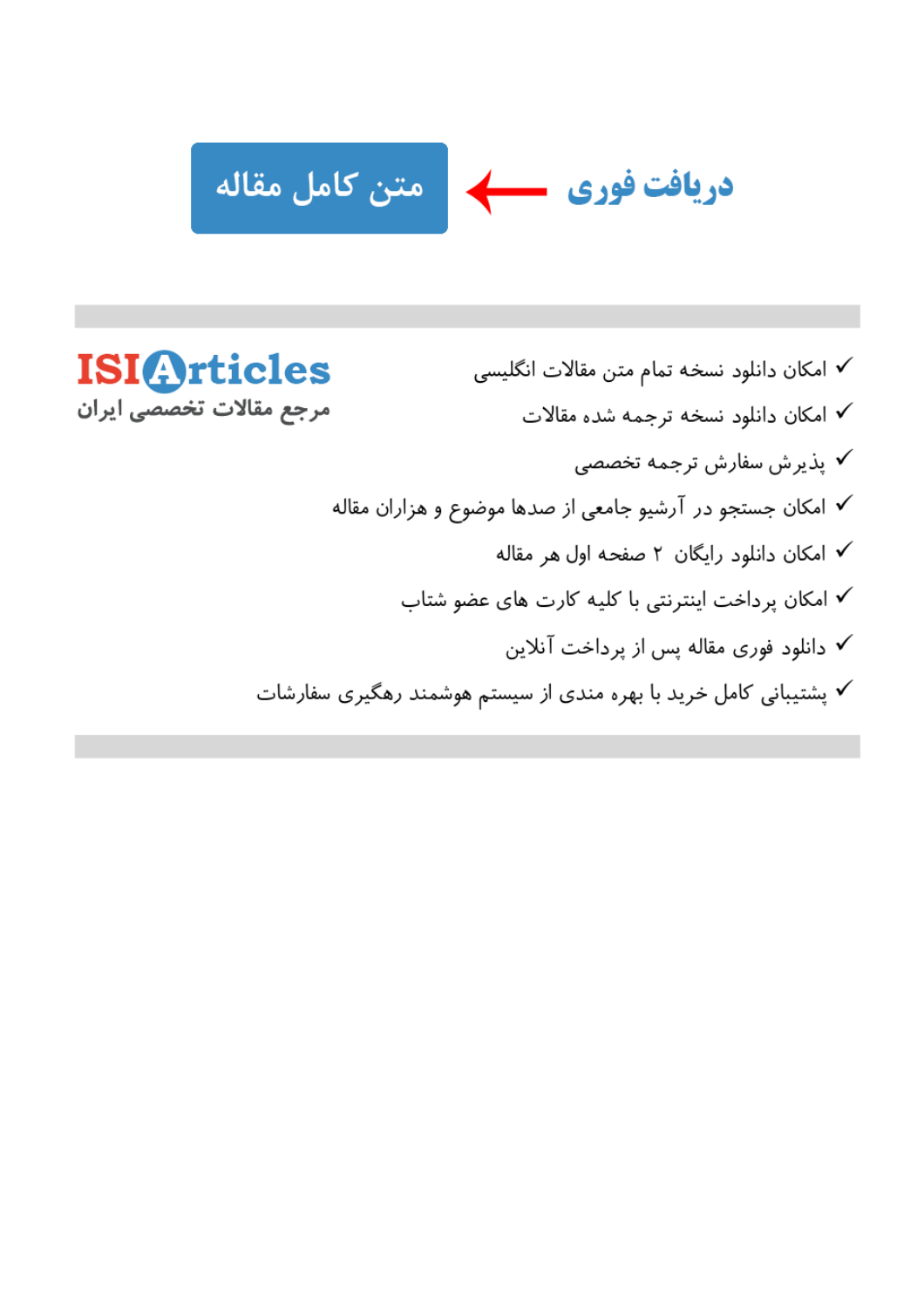دریافت فوری ← متن کامل مقاله

ISIArticles
مرجع مقالات تخصصی ایران

- ✓ امکان دانلود نسخه تمام متن مقالات انگلیسی
- ✓ امکان دانلود نسخه ترجمه شده مقالات
- ✓ پذیرش سفارش ترجمه تخصصی
- ✓ امکان جستجو در آرشیو جامعی از صدها موضوع و هزاران مقاله
- ✓ امکان دانلود رایگان ۲ صفحه اول هر مقاله
- ✓ امکان پرداخت اینترنتی با کلیه کارت های عضو شتاب
- ✓ دانلود فوری مقاله پس از پرداخت آنلاین
- ✓ پشتیبانی کامل خرید با بهره مندی از سیستم هوشمند رهگیری سفارشات